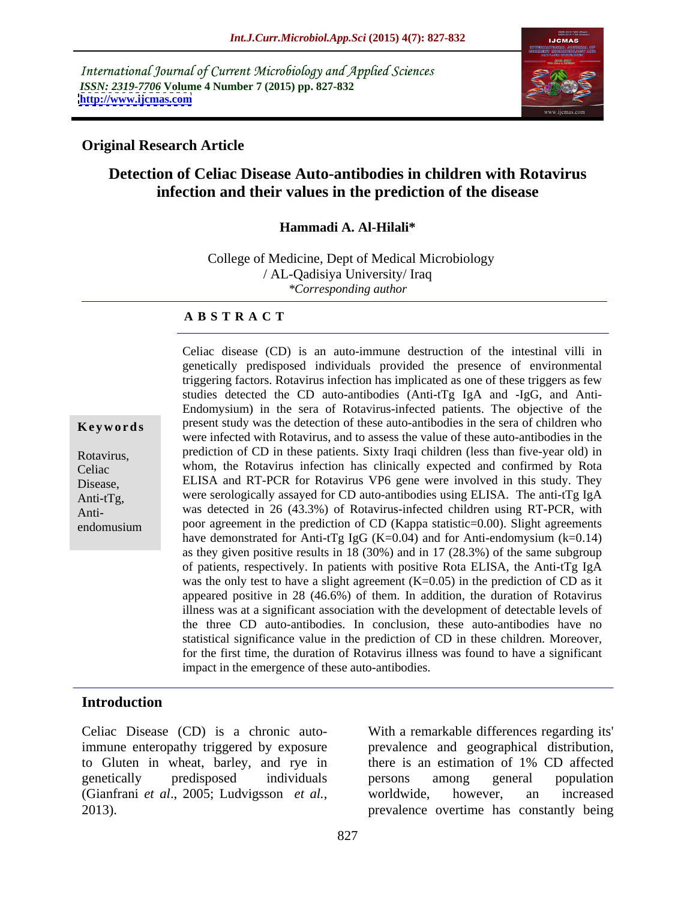International Journal of Current Microbiology and Applied Sciences
*ISSN: 2319-7706* **Volume 4 Number 7 (2015) pp. 827-832**
**http://www.ijcmas.com**

**Original Research Article**

# Detection of Celiac Disease Auto-antibodies in children with Rotavirus infection and their values in the prediction of the disease

**Hammadi A. Al-Hilali***

College of Medicine, Dept of Medical Microbiology / AL-Qadisiya University/ Iraq
*\*Corresponding author*

## ABSTRACT

**Keywords**

Rotavirus, Celiac Disease, Anti-tTg, Anti-endomusium

Celiac disease (CD) is an auto-immune destruction of the intestinal villi in genetically predisposed individuals provided the presence of environmental triggering factors. Rotavirus infection has implicated as one of these triggers as few studies detected the CD auto-antibodies (Anti-tTg IgA and -IgG, and Anti-Endomysium) in the sera of Rotavirus-infected patients. The objective of the present study was the detection of these auto-antibodies in the sera of children who were infected with Rotavirus, and to assess the value of these auto-antibodies in the prediction of CD in these patients. Sixty Iraqi children (less than five-year old) in whom, the Rotavirus infection has clinically expected and confirmed by Rota ELISA and RT-PCR for Rotavirus VP6 gene were involved in this study. They were serologically assayed for CD auto-antibodies using ELISA. The anti-tTg IgA was detected in 26 (43.3%) of Rotavirus-infected children using RT-PCR, with poor agreement in the prediction of CD (Kappa statistic=0.00). Slight agreements have demonstrated for Anti-tTg IgG (K=0.04) and for Anti-endomysium (k=0.14) as they given positive results in 18 (30%) and in 17 (28.3%) of the same subgroup of patients, respectively. In patients with positive Rota ELISA, the Anti-tTg IgA was the only test to have a slight agreement (K=0.05) in the prediction of CD as it appeared positive in 28 (46.6%) of them. In addition, the duration of Rotavirus illness was at a significant association with the development of detectable levels of the three CD auto-antibodies. In conclusion, these auto-antibodies have no statistical significance value in the prediction of CD in these children. Moreover, for the first time, the duration of Rotavirus illness was found to have a significant impact in the emergence of these auto-antibodies.

## Introduction

Celiac Disease (CD) is a chronic auto-immune enteropathy triggered by exposure to Gluten in wheat, barley, and rye in genetically predisposed individuals (Gianfrani *et al*., 2005; Ludvigsson *et al.*, 2013).

With a remarkable differences regarding its' prevalence and geographical distribution, there is an estimation of 1% CD affected persons among general population worldwide, however, an increased prevalence overtime has constantly being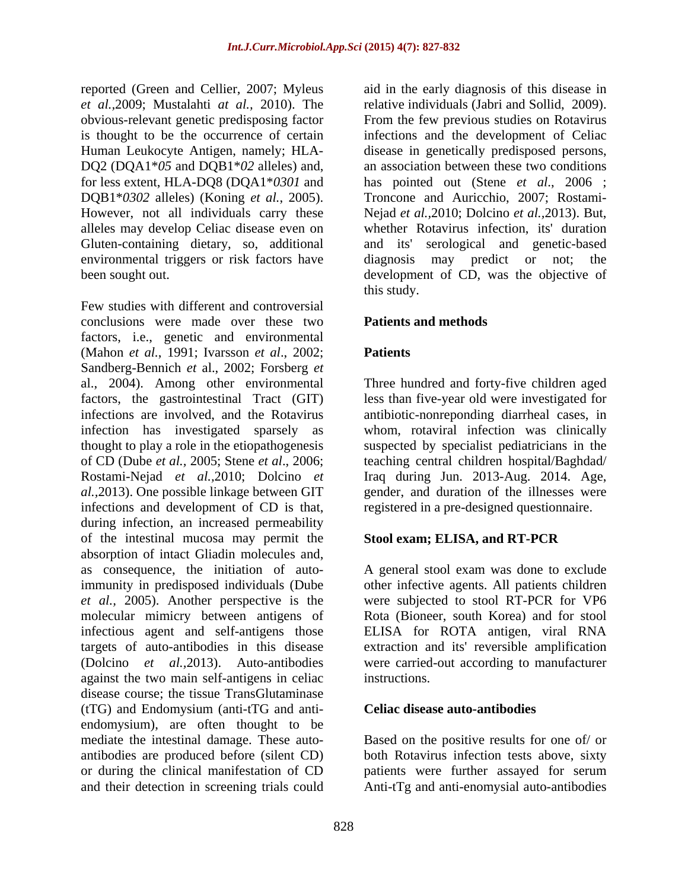reported (Green and Cellier, 2007; Myleus *et al.*,2009; Mustalahti *at al.,* 2010). The obvious-relevant genetic predisposing factor is thought to be the occurrence of certain Human Leukocyte Antigen, namely; HLA-DQ2 (DQA1**05* and DQB1**02* alleles) and, for less extent, HLA-DQ8 (DQA1**0301* and DQB1**0302* alleles) (Koning *et al.*, 2005). However, not all individuals carry these alleles may develop Celiac disease even on Gluten-containing dietary, so, additional environmental triggers or risk factors have been sought out.

Few studies with different and controversial conclusions were made over these two factors, i.e., genetic and environmental (Mahon *et al.*, 1991; Ivarsson *et al*., 2002; Sandberg-Bennich *et* al., 2002; Forsberg *et* al., 2004). Among other environmental factors, the gastrointestinal Tract (GIT) infections are involved, and the Rotavirus infection has investigated sparsely as thought to play a role in the etiopathogenesis of CD (Dube *et al.,* 2005; Stene *et al*., 2006; Rostami-Nejad *et al.*,2010; Dolcino *et al.*,2013). One possible linkage between GIT infections and development of CD is that, during infection, an increased permeability of the intestinal mucosa may permit the absorption of intact Gliadin molecules and, as consequence, the initiation of auto-immunity in predisposed individuals (Dube *et al.,* 2005). Another perspective is the molecular mimicry between antigens of infectious agent and self-antigens those targets of auto-antibodies in this disease (Dolcino *et al.*,2013). Auto-antibodies against the two main self-antigens in celiac disease course; the tissue TransGlutaminase (tTG) and Endomysium (anti-tTG and anti-endomysium), are often thought to be mediate the intestinal damage. These auto-antibodies are produced before (silent CD) or during the clinical manifestation of CD and their detection in screening trials could aid in the early diagnosis of this disease in relative individuals (Jabri and Sollid, 2009). From the few previous studies on Rotavirus infections and the development of Celiac disease in genetically predisposed persons, an association between these two conditions has pointed out (Stene *et al*., 2006 ; Troncone and Auricchio, 2007; Rostami-Nejad *et al.*,2010; Dolcino *et al.*,2013). But, whether Rotavirus infection, its' duration and its' serological and genetic-based diagnosis may predict or not; the development of CD, was the objective of this study.

## Patients and methods

### Patients

Three hundred and forty-five children aged less than five-year old were investigated for antibiotic-nonreponding diarrheal cases, in whom, rotaviral infection was clinically suspected by specialist pediatricians in the teaching central children hospital/Baghdad/ Iraq during Jun. 2013-Aug. 2014. Age, gender, and duration of the illnesses were registered in a pre-designed questionnaire.

### Stool exam; ELISA, and RT-PCR

A general stool exam was done to exclude other infective agents. All patients children were subjected to stool RT-PCR for VP6 Rota (Bioneer, south Korea) and for stool ELISA for ROTA antigen, viral RNA extraction and its' reversible amplification were carried-out according to manufacturer instructions.

### Celiac disease auto-antibodies

Based on the positive results for one of/ or both Rotavirus infection tests above, sixty patients were further assayed for serum Anti-tTg and anti-enomysial auto-antibodies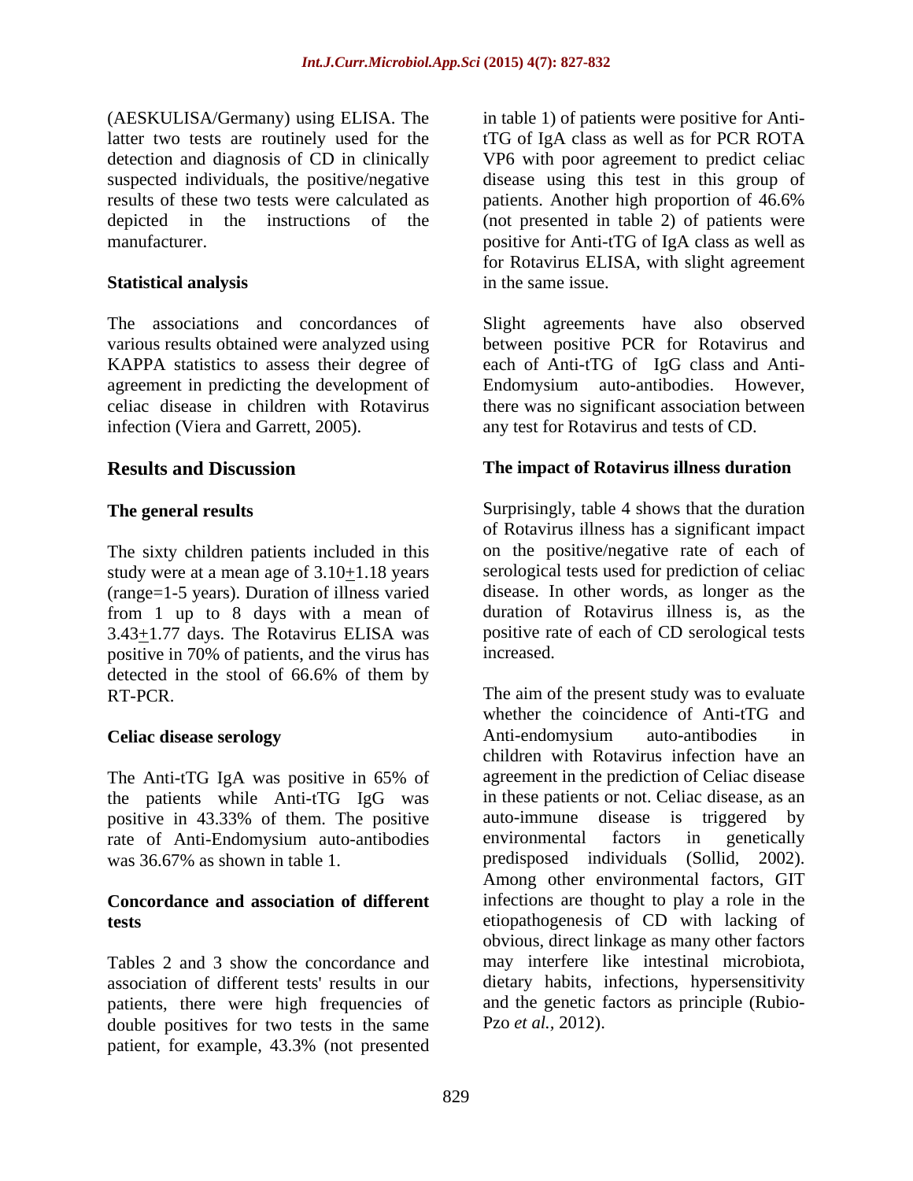(AESKULISA/Germany) using ELISA. The latter two tests are routinely used for the detection and diagnosis of CD in clinically suspected individuals, the positive/negative results of these two tests were calculated as depicted in the instructions of the manufacturer.

### Statistical analysis

The associations and concordances of various results obtained were analyzed using KAPPA statistics to assess their degree of agreement in predicting the development of celiac disease in children with Rotavirus infection (Viera and Garrett, 2005).

## Results and Discussion

### The general results

The sixty children patients included in this study were at a mean age of 3.10±1.18 years (range=1-5 years). Duration of illness varied from 1 up to 8 days with a mean of 3.43±1.77 days. The Rotavirus ELISA was positive in 70% of patients, and the virus has detected in the stool of 66.6% of them by RT-PCR.

### Celiac disease serology

The Anti-tTG IgA was positive in 65% of the patients while Anti-tTG IgG was positive in 43.33% of them. The positive rate of Anti-Endomysium auto-antibodies was 36.67% as shown in table 1.

### Concordance and association of different tests

Tables 2 and 3 show the concordance and association of different tests' results in our patients, there were high frequencies of double positives for two tests in the same patient, for example, 43.3% (not presented in table 1) of patients were positive for Anti-tTG of IgA class as well as for PCR ROTA VP6 with poor agreement to predict celiac disease using this test in this group of patients. Another high proportion of 46.6% (not presented in table 2) of patients were positive for Anti-tTG of IgA class as well as for Rotavirus ELISA, with slight agreement in the same issue.

Slight agreements have also observed between positive PCR for Rotavirus and each of Anti-tTG of IgG class and Anti-Endomysium auto-antibodies. However, there was no significant association between any test for Rotavirus and tests of CD.

### The impact of Rotavirus illness duration

Surprisingly, table 4 shows that the duration of Rotavirus illness has a significant impact on the positive/negative rate of each of serological tests used for prediction of celiac disease. In other words, as longer as the duration of Rotavirus illness is, as the positive rate of each of CD serological tests increased.

The aim of the present study was to evaluate whether the coincidence of Anti-tTG and Anti-endomysium auto-antibodies in children with Rotavirus infection have an agreement in the prediction of Celiac disease in these patients or not. Celiac disease, as an auto-immune disease is triggered by environmental factors in genetically predisposed individuals (Sollid, 2002). Among other environmental factors, GIT infections are thought to play a role in the etiopathogenesis of CD with lacking of obvious, direct linkage as many other factors may interfere like intestinal microbiota, dietary habits, infections, hypersensitivity and the genetic factors as principle (Rubio-Pzo *et al.,* 2012).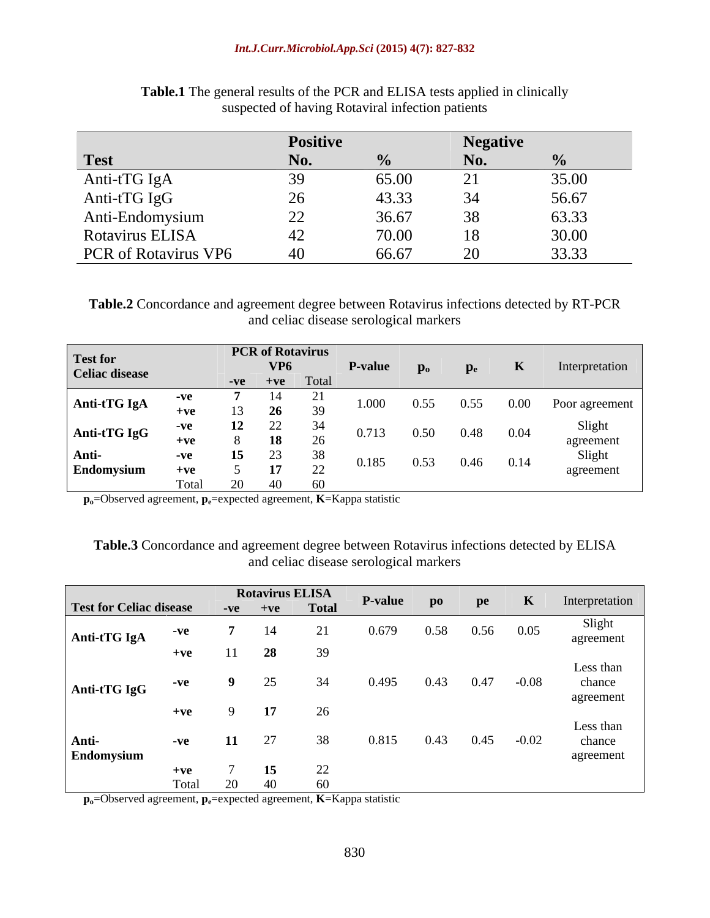**Table.1** The general results of the PCR and ELISA tests applied in clinically suspected of having Rotaviral infection patients

| Test | Positive No. | % | Negative No. | % |
|---|---|---|---|---|
| Anti-tTG IgA | 39 | 65.00 | 21 | 35.00 |
| Anti-tTG IgG | 26 | 43.33 | 34 | 56.67 |
| Anti-Endomysium | 22 | 36.67 | 38 | 63.33 |
| Rotavirus ELISA | 42 | 70.00 | 18 | 30.00 |
| PCR of Rotavirus VP6 | 40 | 66.67 | 20 | 33.33 |

**Table.2** Concordance and agreement degree between Rotavirus infections detected by RT-PCR and celiac disease serological markers

| Test for Celiac disease | | PCR of Rotavirus VP6 -ve | +ve | Total | P-value | $p_o$ | $p_e$ | K | Interpretation |
|---|---|---|---|---|---|---|---|---|---|
| **Anti-tTG IgA** | **-ve** | **7** | 14 | 21 | 1.000 | 0.55 | 0.55 | 0.00 | Poor agreement |
| | **+ve** | 13 | **26** | 39 | | | | | |
| **Anti-tTG IgG** | **-ve** | **12** | 22 | 34 | 0.713 | 0.50 | 0.48 | 0.04 | Slight agreement |
| | **+ve** | 8 | **18** | 26 | | | | | |
| **Anti-Endomysium** | **-ve** | **15** | 23 | 38 | 0.185 | 0.53 | 0.46 | 0.14 | Slight agreement |
| | **+ve** | 5 | **17** | 22 | | | | | |
| | Total | 20 | 40 | 60 | | | | | |

**$p_o$**=Observed agreement, **$p_e$**=expected agreement, **K**=Kappa statistic

**Table.3** Concordance and agreement degree between Rotavirus infections detected by ELISA and celiac disease serological markers

| Test for Celiac disease | | Rotavirus ELISA -ve | +ve | Total | P-value | po | pe | K | Interpretation |
|---|---|---|---|---|---|---|---|---|---|
| **Anti-tTG IgA** | **-ve** | **7** | 14 | 21 | 0.679 | 0.58 | 0.56 | 0.05 | Slight agreement |
| | **+ve** | 11 | **28** | 39 | | | | | |
| **Anti-tTG IgG** | **-ve** | **9** | 25 | 34 | 0.495 | 0.43 | 0.47 | -0.08 | Less than chance agreement |
| | **+ve** | 9 | **17** | 26 | | | | | |
| **Anti-Endomysium** | **-ve** | **11** | 27 | 38 | 0.815 | 0.43 | 0.45 | -0.02 | Less than chance agreement |
| | **+ve** | 7 | **15** | 22 | | | | | |
| | Total | 20 | 40 | 60 | | | | | |

**$p_o$**=Observed agreement, **$p_e$**=expected agreement, **K**=Kappa statistic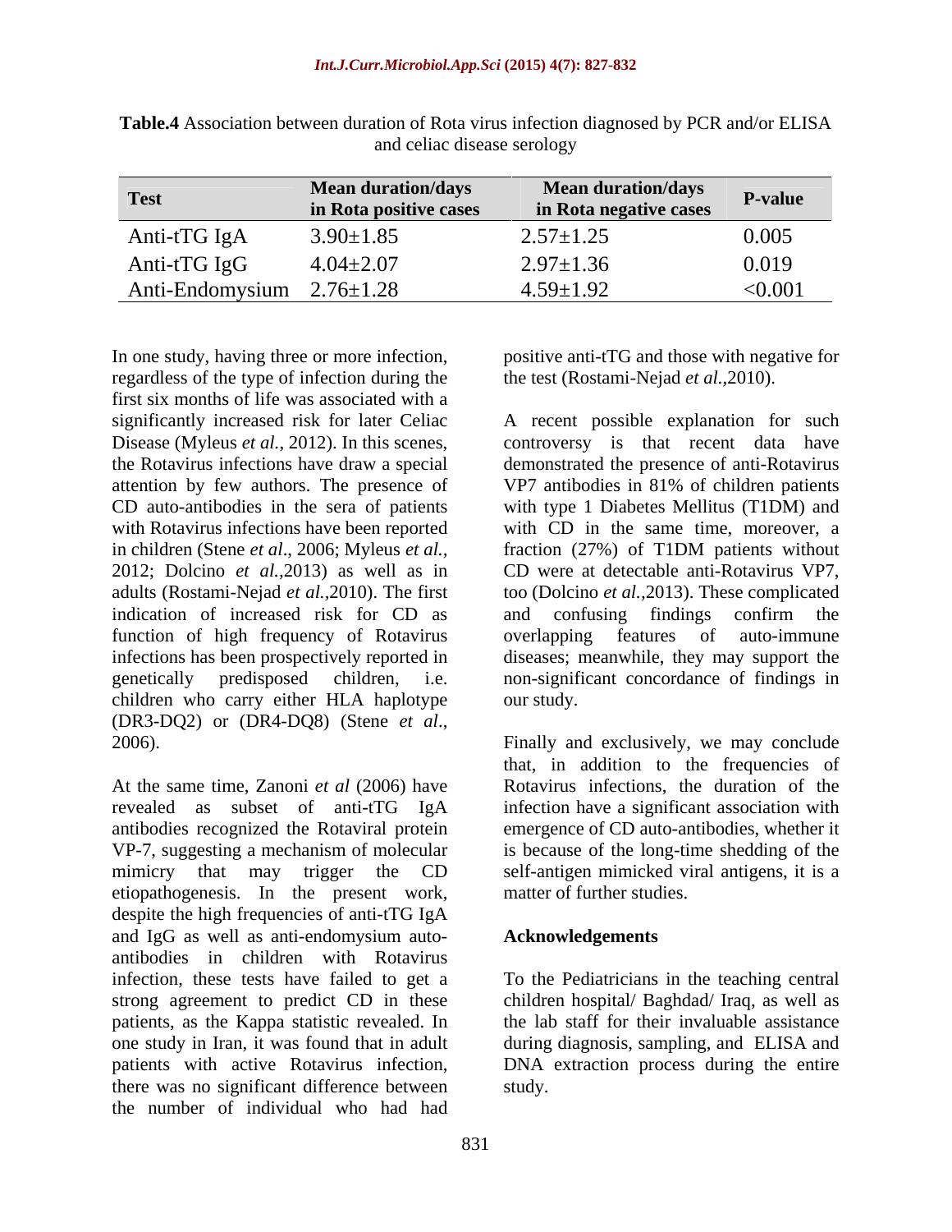**Table.4** Association between duration of Rota virus infection diagnosed by PCR and/or ELISA and celiac disease serology

| Test | Mean duration/days in Rota positive cases | Mean duration/days in Rota negative cases | P-value |
|---|---|---|---|
| Anti-tTG IgA | 3.90±1.85 | 2.57±1.25 | 0.005 |
| Anti-tTG IgG | 4.04±2.07 | 2.97±1.36 | 0.019 |
| Anti-Endomysium | 2.76±1.28 | 4.59±1.92 | <0.001 |

In one study, having three or more infection, regardless of the type of infection during the first six months of life was associated with a significantly increased risk for later Celiac Disease (Myleus *et al.,* 2012). In this scenes, the Rotavirus infections have draw a special attention by few authors. The presence of CD auto-antibodies in the sera of patients with Rotavirus infections have been reported in children (Stene *et al*., 2006; Myleus *et al.,* 2012; Dolcino *et al.*,2013) as well as in adults (Rostami-Nejad *et al.*,2010). The first indication of increased risk for CD as function of high frequency of Rotavirus infections has been prospectively reported in genetically predisposed children, i.e. children who carry either HLA haplotype (DR3-DQ2) or (DR4-DQ8) (Stene *et al*., 2006).

At the same time, Zanoni *et al* (2006) have revealed as subset of anti-tTG IgA antibodies recognized the Rotaviral protein VP-7, suggesting a mechanism of molecular mimicry that may trigger the CD etiopathogenesis. In the present work, despite the high frequencies of anti-tTG IgA and IgG as well as anti-endomysium auto-antibodies in children with Rotavirus infection, these tests have failed to get a strong agreement to predict CD in these patients, as the Kappa statistic revealed. In one study in Iran, it was found that in adult patients with active Rotavirus infection, there was no significant difference between the number of individual who had had positive anti-tTG and those with negative for the test (Rostami-Nejad *et al.*,2010).

A recent possible explanation for such controversy is that recent data have demonstrated the presence of anti-Rotavirus VP7 antibodies in 81% of children patients with type 1 Diabetes Mellitus (T1DM) and with CD in the same time, moreover, a fraction (27%) of T1DM patients without CD were at detectable anti-Rotavirus VP7, too (Dolcino *et al.*,2013). These complicated and confusing findings confirm the overlapping features of auto-immune diseases; meanwhile, they may support the non-significant concordance of findings in our study.

Finally and exclusively, we may conclude that, in addition to the frequencies of Rotavirus infections, the duration of the infection have a significant association with emergence of CD auto-antibodies, whether it is because of the long-time shedding of the self-antigen mimicked viral antigens, it is a matter of further studies.

## Acknowledgements

To the Pediatricians in the teaching central children hospital/ Baghdad/ Iraq, as well as the lab staff for their invaluable assistance during diagnosis, sampling, and ELISA and DNA extraction process during the entire study.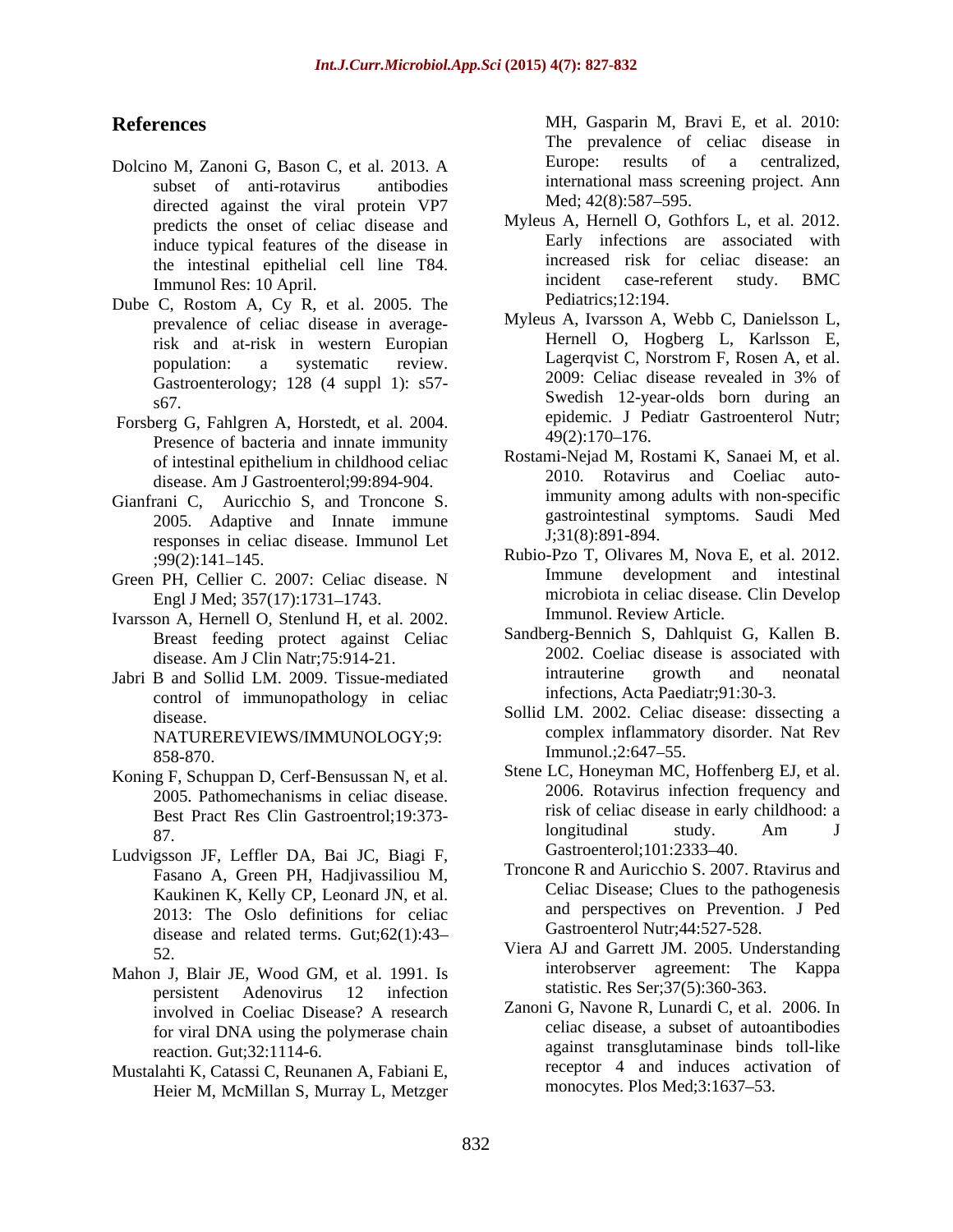## References

Dolcino M, Zanoni G, Bason C, et al. 2013. A subset of anti-rotavirus antibodies directed against the viral protein VP7 predicts the onset of celiac disease and induce typical features of the disease in the intestinal epithelial cell line T84. Immunol Res: 10 April.

Dube C, Rostom A, Cy R, et al. 2005. The prevalence of celiac disease in average-risk and at-risk in western Europian population: a systematic review. Gastroenterology; 128 (4 suppl 1): s57-s67.

Forsberg G, Fahlgren A, Horstedt, et al. 2004. Presence of bacteria and innate immunity of intestinal epithelium in childhood celiac disease. Am J Gastroenterol;99:894-904.

Gianfrani C, Auricchio S, and Troncone S. 2005. Adaptive and Innate immune responses in celiac disease. Immunol Let ;99(2):141–145.

Green PH, Cellier C. 2007: Celiac disease. N Engl J Med; 357(17):1731–1743.

Ivarsson A, Hernell O, Stenlund H, et al. 2002. Breast feeding protect against Celiac disease. Am J Clin Natr;75:914-21.

Jabri B and Sollid LM. 2009. Tissue-mediated control of immunopathology in celiac disease. NATUREREVIEWS/IMMUNOLOGY;9: 858-870.

Koning F, Schuppan D, Cerf-Bensussan N, et al. 2005. Pathomechanisms in celiac disease. Best Pract Res Clin Gastroentrol;19:373-87.

Ludvigsson JF, Leffler DA, Bai JC, Biagi F, Fasano A, Green PH, Hadjivassiliou M, Kaukinen K, Kelly CP, Leonard JN, et al. 2013: The Oslo definitions for celiac disease and related terms. Gut;62(1):43–52.

Mahon J, Blair JE, Wood GM, et al. 1991. Is persistent Adenovirus 12 infection involved in Coeliac Disease? A research for viral DNA using the polymerase chain reaction. Gut;32:1114-6.

Mustalahti K, Catassi C, Reunanen A, Fabiani E, Heier M, McMillan S, Murray L, Metzger MH, Gasparin M, Bravi E, et al. 2010: The prevalence of celiac disease in Europe: results of a centralized, international mass screening project. Ann Med; 42(8):587–595.

Myleus A, Hernell O, Gothfors L, et al. 2012. Early infections are associated with increased risk for celiac disease: an incident case-referent study. BMC Pediatrics;12:194.

Myleus A, Ivarsson A, Webb C, Danielsson L, Hernell O, Hogberg L, Karlsson E, Lagerqvist C, Norstrom F, Rosen A, et al. 2009: Celiac disease revealed in 3% of Swedish 12-year-olds born during an epidemic. J Pediatr Gastroenterol Nutr; 49(2):170–176.

Rostami-Nejad M, Rostami K, Sanaei M, et al. 2010. Rotavirus and Coeliac auto-immunity among adults with non-specific gastrointestinal symptoms. Saudi Med J;31(8):891-894.

Rubio-Pzo T, Olivares M, Nova E, et al. 2012. Immune development and intestinal microbiota in celiac disease. Clin Develop Immunol. Review Article.

Sandberg-Bennich S, Dahlquist G, Kallen B. 2002. Coeliac disease is associated with intrauterine growth and neonatal infections, Acta Paediatr;91:30-3.

Sollid LM. 2002. Celiac disease: dissecting a complex inflammatory disorder. Nat Rev Immunol.;2:647–55.

Stene LC, Honeyman MC, Hoffenberg EJ, et al. 2006. Rotavirus infection frequency and risk of celiac disease in early childhood: a longitudinal study. Am J Gastroenterol;101:2333–40.

Troncone R and Auricchio S. 2007. Rtavirus and Celiac Disease; Clues to the pathogenesis and perspectives on Prevention. J Ped Gastroenterol Nutr;44:527-528.

Viera AJ and Garrett JM. 2005. Understanding interobserver agreement: The Kappa statistic. Res Ser;37(5):360-363.

Zanoni G, Navone R, Lunardi C, et al. 2006. In celiac disease, a subset of autoantibodies against transglutaminase binds toll-like receptor 4 and induces activation of monocytes. Plos Med;3:1637–53.